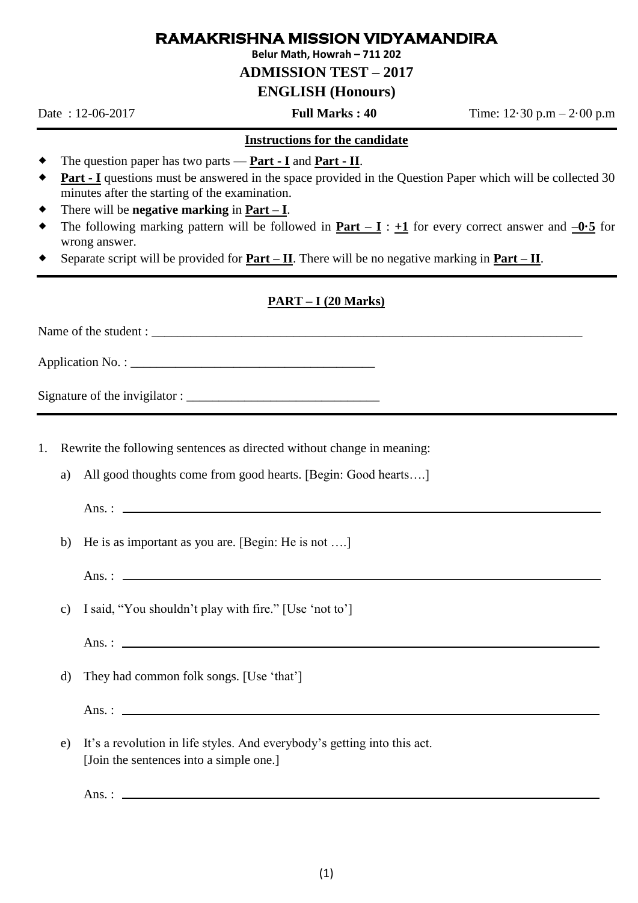# RAMAKRISHNA MISSION VIDYAMANDIRA

**Belur Math, Howrah – 711 202**

## ADMISSION TEST – 2017

## ENGLISH (Honours)

Date : 12-06-2017 **Full Marks : 40** Time: 12·30 p.m – 2·00 p.m

---

**Instructions for the candidate**

- The question paper has two parts — **Part - I** and **Part - II**.
- **Part - I** questions must be answered in the space provided in the Question Paper which will be collected 30 minutes after the starting of the examination.
- There will be **negative marking** in **Part – I**.
- The following marking pattern will be followed in **Part – I** : **+1** for every correct answer and **–0·5** for wrong answer.
- Separate script will be provided for **Part – II**. There will be no negative marking in **Part – II**.

---

**PART – I (20 Marks)**

Name of the student : ______________________________________________________________________

Application No. : ______________________________________

Signature of the invigilator : ______________________________

---

1. Rewrite the following sentences as directed without change in meaning:

   a) All good thoughts come from good hearts. [Begin: Good hearts….]

      Ans. : ________________________________________________________________________

   b) He is as important as you are. [Begin: He is not ….]

      Ans. : ________________________________________________________________________

   c) I said, "You shouldn't play with fire." [Use 'not to']

      Ans. : ________________________________________________________________________

   d) They had common folk songs. [Use 'that']

      Ans. : ________________________________________________________________________

   e) It's a revolution in life styles. And everybody's getting into this act.
      [Join the sentences into a simple one.]

      Ans. : ________________________________________________________________________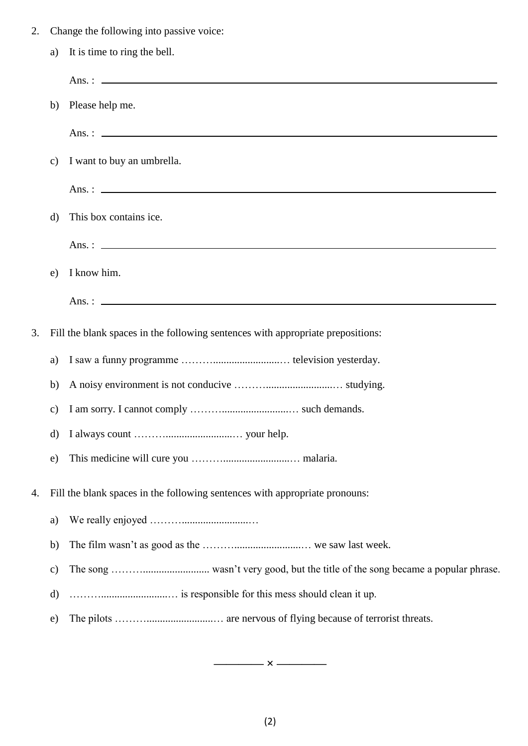2. Change the following into passive voice:

   a) It is time to ring the bell.

      Ans. : ______________________________________________

   b) Please help me.

      Ans. : ______________________________________________

   c) I want to buy an umbrella.

      Ans. : ______________________________________________

   d) This box contains ice.

      Ans. : ______________________________________________

   e) I know him.

      Ans. : ______________________________________________

3. Fill the blank spaces in the following sentences with appropriate prepositions:

   a) I saw a funny programme ……..........................… television yesterday.

   b) A noisy environment is not conducive ……..........................… studying.

   c) I am sorry. I cannot comply ……..........................… such demands.

   d) I always count ……..........................… your help.

   e) This medicine will cure you ……..........................… malaria.

4. Fill the blank spaces in the following sentences with appropriate pronouns:

   a) We really enjoyed ……..........................…

   b) The film wasn't as good as the ……..........................… we saw last week.

   c) The song ……......................... wasn't very good, but the title of the song became a popular phrase.

   d) ……..........................… is responsible for this mess should clean it up.

   e) The pilots ……..........................… are nervous of flying because of terrorist threats.

———— × ————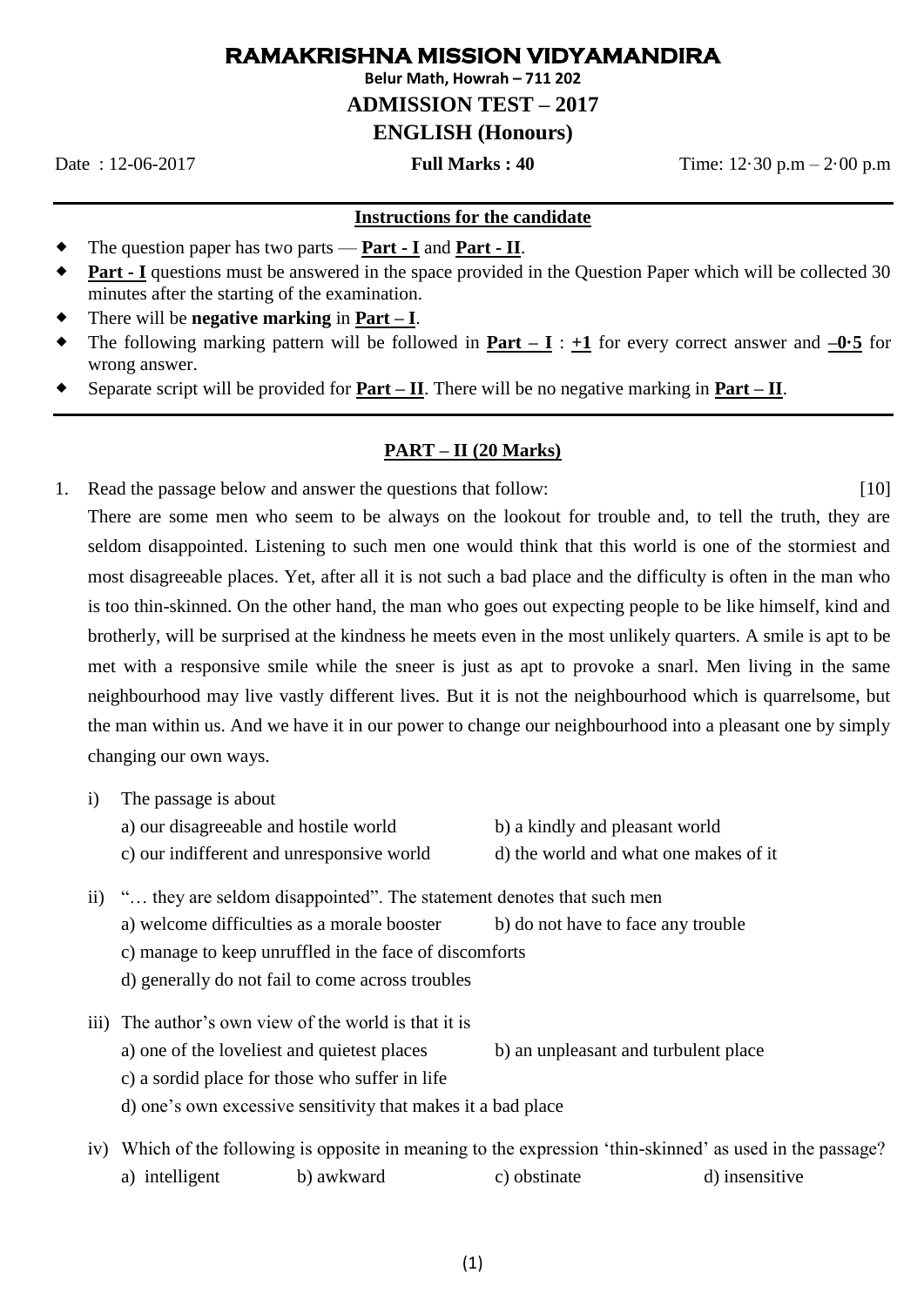# RAMAKRISHNA MISSION VIDYAMANDIRA

**Belur Math, Howrah – 711 202**

## ADMISSION TEST – 2017

## ENGLISH (Honours)

Date : 12-06-2017 **Full Marks : 40** Time: 12·30 p.m – 2·00 p.m

---

**Instructions for the candidate**

- The question paper has two parts — **Part - I** and **Part - II**.
- **Part - I** questions must be answered in the space provided in the Question Paper which will be collected 30 minutes after the starting of the examination.
- There will be **negative marking** in **Part – I**.
- The following marking pattern will be followed in **Part – I** : **+1** for every correct answer and **–0·5** for wrong answer.
- Separate script will be provided for **Part – II**. There will be no negative marking in **Part – II**.

---

**PART – II (20 Marks)**

1. Read the passage below and answer the questions that follow: [10]

   There are some men who seem to be always on the lookout for trouble and, to tell the truth, they are seldom disappointed. Listening to such men one would think that this world is one of the stormiest and most disagreeable places. Yet, after all it is not such a bad place and the difficulty is often in the man who is too thin-skinned. On the other hand, the man who goes out expecting people to be like himself, kind and brotherly, will be surprised at the kindness he meets even in the most unlikely quarters. A smile is apt to be met with a responsive smile while the sneer is just as apt to provoke a snarl. Men living in the same neighbourhood may live vastly different lives. But it is not the neighbourhood which is quarrelsome, but the man within us. And we have it in our power to change our neighbourhood into a pleasant one by simply changing our own ways.

   i) The passage is about
      a) our disagreeable and hostile world b) a kindly and pleasant world
      c) our indifferent and unresponsive world d) the world and what one makes of it

   ii) "… they are seldom disappointed". The statement denotes that such men
      a) welcome difficulties as a morale booster b) do not have to face any trouble
      c) manage to keep unruffled in the face of discomforts
      d) generally do not fail to come across troubles

   iii) The author's own view of the world is that it is
      a) one of the loveliest and quietest places b) an unpleasant and turbulent place
      c) a sordid place for those who suffer in life
      d) one's own excessive sensitivity that makes it a bad place

   iv) Which of the following is opposite in meaning to the expression 'thin-skinned' as used in the passage?
      a) intelligent b) awkward c) obstinate d) insensitive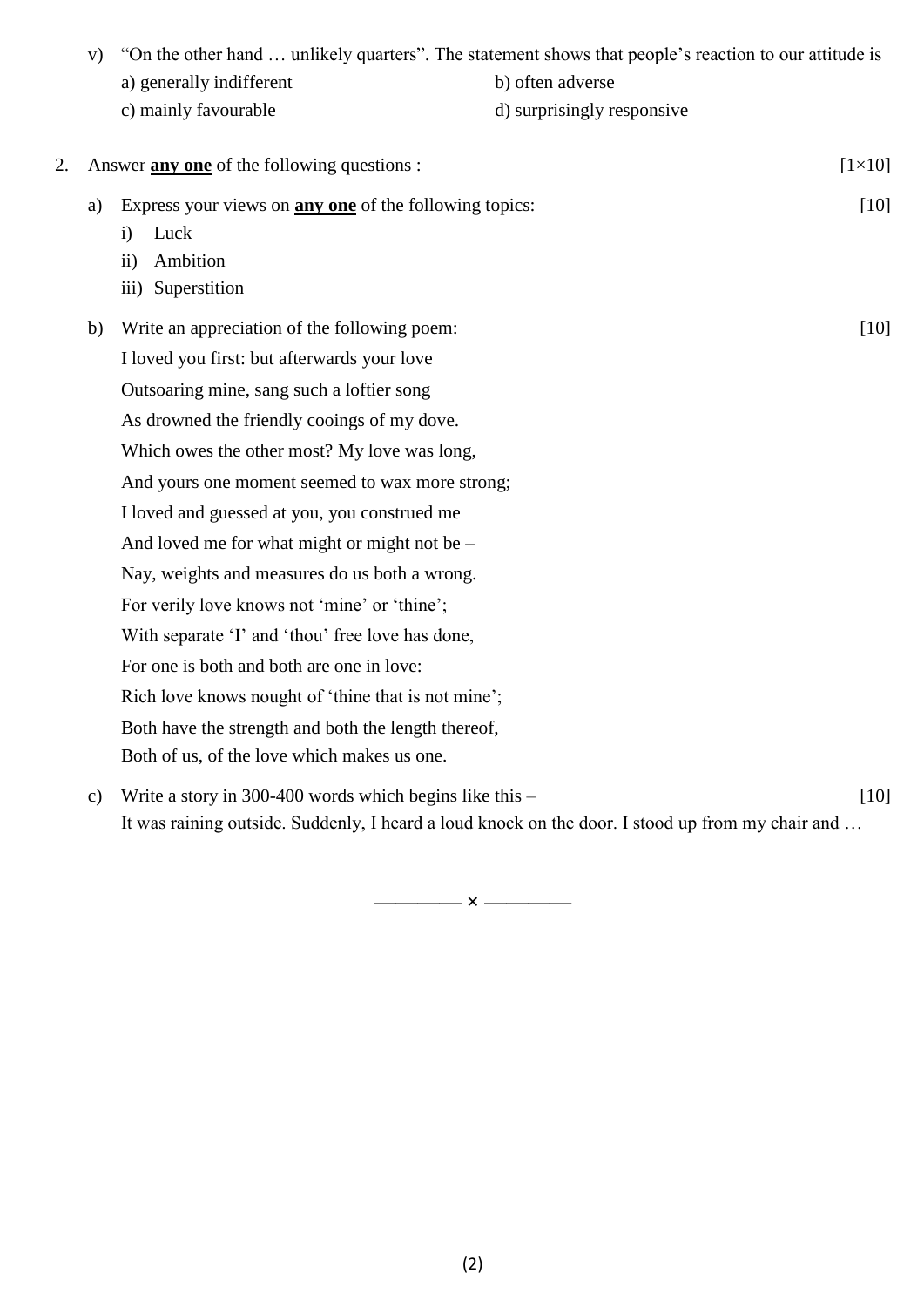v) "On the other hand … unlikely quarters". The statement shows that people's reaction to our attitude is

a) generally indifferent
b) often adverse
c) mainly favourable
d) surprisingly responsive

2. Answer **any one** of the following questions : [1×10]

a) Express your views on **any one** of the following topics: [10]

   i) Luck
   ii) Ambition
   iii) Superstition

b) Write an appreciation of the following poem: [10]

I loved you first: but afterwards your love
Outsoaring mine, sang such a loftier song
As drowned the friendly cooings of my dove.
Which owes the other most? My love was long,
And yours one moment seemed to wax more strong;
I loved and guessed at you, you construed me
And loved me for what might or might not be –
Nay, weights and measures do us both a wrong.
For verily love knows not 'mine' or 'thine';
With separate 'I' and 'thou' free love has done,
For one is both and both are one in love:
Rich love knows nought of 'thine that is not mine';
Both have the strength and both the length thereof,
Both of us, of the love which makes us one.

c) Write a story in 300-400 words which begins like this – [10]

It was raining outside. Suddenly, I heard a loud knock on the door. I stood up from my chair and …

——— × ———